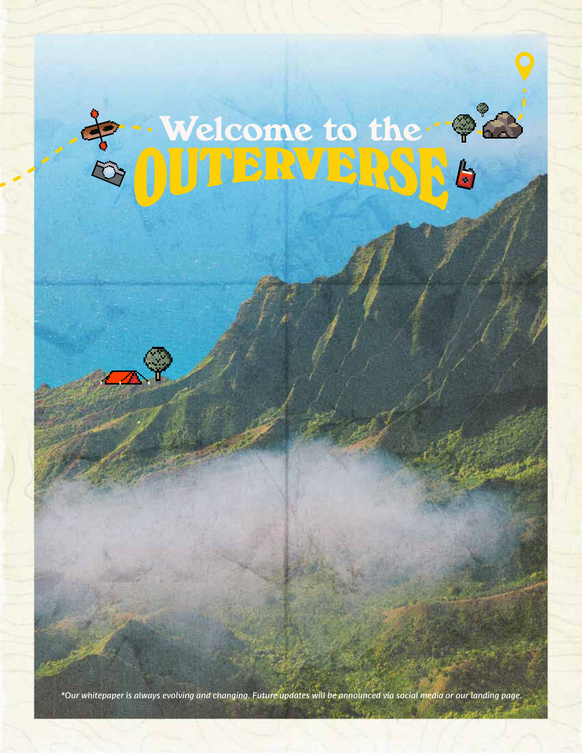# Welcome to the OUTERVERSE

*\*Our whitepaper is always evolving and changing. Future updates will be announced via social media or our landing page.*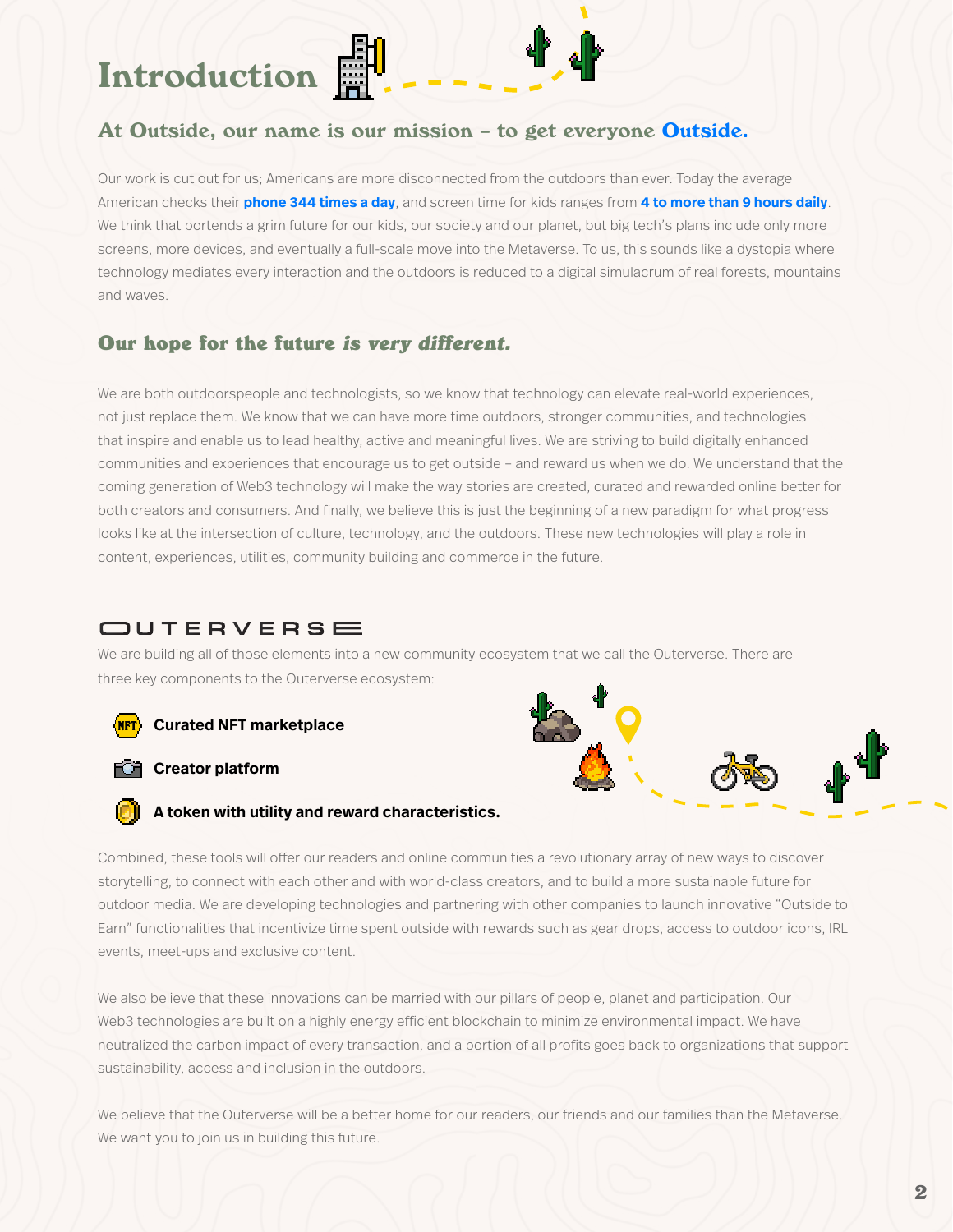# Introduction

## At Outside, our name is our mission – to get everyone **Outside.**

Our work is cut out for us; Americans are more disconnected from the outdoors than ever. Today the average American checks their **phone 344 times a day**, and screen time for kids ranges from **4 to more than 9 hours daily**. We think that portends a grim future for our kids, our society and our planet, but big tech's plans include only more screens, more devices, and eventually a full-scale move into the Metaverse. To us, this sounds like a dystopia where technology mediates every interaction and the outdoors is reduced to a digital simulacrum of real forests, mountains and waves.

## Our hope for the future *is very different.*

We are both outdoorspeople and technologists, so we know that technology can elevate real-world experiences, not just replace them. We know that we can have more time outdoors, stronger communities, and technologies that inspire and enable us to lead healthy, active and meaningful lives. We are striving to build digitally enhanced communities and experiences that encourage us to get outside – and reward us when we do. We understand that the coming generation of Web3 technology will make the way stories are created, curated and rewarded online better for both creators and consumers. And finally, we believe this is just the beginning of a new paradigm for what progress looks like at the intersection of culture, technology, and the outdoors. These new technologies will play a role in content, experiences, utilities, community building and commerce in the future.

## OUTERVERSE

We are building all of those elements into a new community ecosystem that we call the Outerverse. There are three key components to the Outerverse ecosystem:

- **Curated NFT marketplace**
- **Creator platform**
- **A token with utility and reward characteristics.**

Combined, these tools will offer our readers and online communities a revolutionary array of new ways to discover storytelling, to connect with each other and with world-class creators, and to build a more sustainable future for outdoor media. We are developing technologies and partnering with other companies to launch innovative "Outside to Earn" functionalities that incentivize time spent outside with rewards such as gear drops, access to outdoor icons, IRL events, meet-ups and exclusive content.

We also believe that these innovations can be married with our pillars of people, planet and participation. Our Web3 technologies are built on a highly energy efficient blockchain to minimize environmental impact. We have neutralized the carbon impact of every transaction, and a portion of all profits goes back to organizations that support sustainability, access and inclusion in the outdoors.

We believe that the Outerverse will be a better home for our readers, our friends and our families than the Metaverse. We want you to join us in building this future.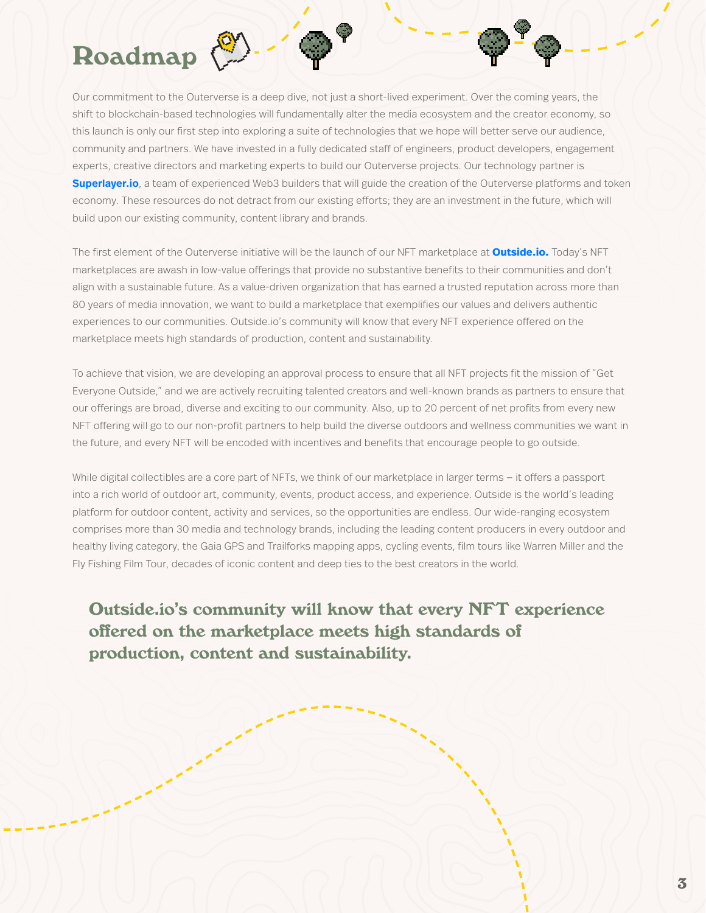# Roadmap

Our commitment to the Outerverse is a deep dive, not just a short-lived experiment. Over the coming years, the shift to blockchain-based technologies will fundamentally alter the media ecosystem and the creator economy, so this launch is only our first step into exploring a suite of technologies that we hope will better serve our audience, community and partners. We have invested in a fully dedicated staff of engineers, product developers, engagement experts, creative directors and marketing experts to build our Outerverse projects. Our technology partner is **Superlayer.io**, a team of experienced Web3 builders that will guide the creation of the Outerverse platforms and token economy. These resources do not detract from our existing efforts; they are an investment in the future, which will build upon our existing community, content library and brands.

The first element of the Outerverse initiative will be the launch of our NFT marketplace at **Outside.io.** Today's NFT marketplaces are awash in low-value offerings that provide no substantive benefits to their communities and don't align with a sustainable future. As a value-driven organization that has earned a trusted reputation across more than 80 years of media innovation, we want to build a marketplace that exemplifies our values and delivers authentic experiences to our communities. Outside.io's community will know that every NFT experience offered on the marketplace meets high standards of production, content and sustainability.

To achieve that vision, we are developing an approval process to ensure that all NFT projects fit the mission of "Get Everyone Outside," and we are actively recruiting talented creators and well-known brands as partners to ensure that our offerings are broad, diverse and exciting to our community. Also, up to 20 percent of net profits from every new NFT offering will go to our non-profit partners to help build the diverse outdoors and wellness communities we want in the future, and every NFT will be encoded with incentives and benefits that encourage people to go outside.

While digital collectibles are a core part of NFTs, we think of our marketplace in larger terms – it offers a passport into a rich world of outdoor art, community, events, product access, and experience. Outside is the world's leading platform for outdoor content, activity and services, so the opportunities are endless. Our wide-ranging ecosystem comprises more than 30 media and technology brands, including the leading content producers in every outdoor and healthy living category, the Gaia GPS and Trailforks mapping apps, cycling events, film tours like Warren Miller and the Fly Fishing Film Tour, decades of iconic content and deep ties to the best creators in the world.

> **Outside.io's community will know that every NFT experience offered on the marketplace meets high standards of production, content and sustainability.**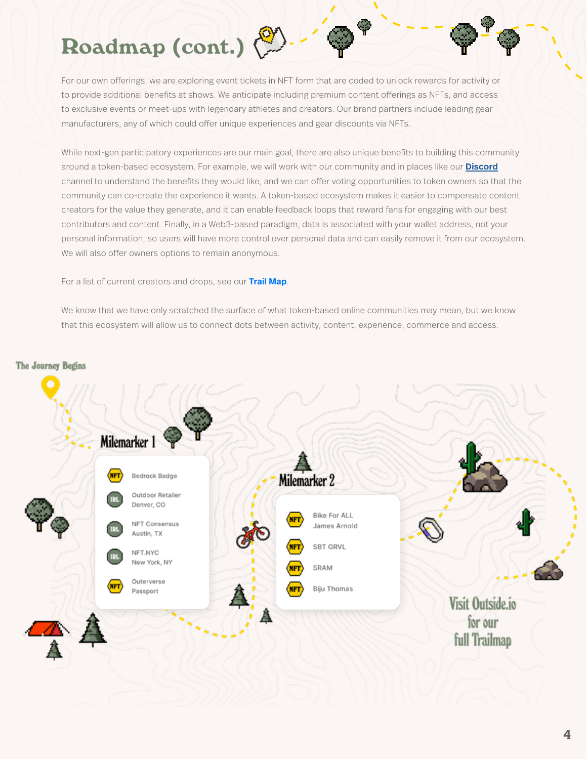# Roadmap (cont.)

For our own offerings, we are exploring event tickets in NFT form that are coded to unlock rewards for activity or to provide additional benefits at shows. We anticipate including premium content offerings as NFTs, and access to exclusive events or meet-ups with legendary athletes and creators. Our brand partners include leading gear manufacturers, any of which could offer unique experiences and gear discounts via NFTs.

While next-gen participatory experiences are our main goal, there are also unique benefits to building this community around a token-based ecosystem. For example, we will work with our community and in places like our **Discord** channel to understand the benefits they would like, and we can offer voting opportunities to token owners so that the community can co-create the experience it wants. A token-based ecosystem makes it easier to compensate content creators for the value they generate, and it can enable feedback loops that reward fans for engaging with our best contributors and content. Finally, in a Web3-based paradigm, data is associated with your wallet address, not your personal information, so users will have more control over personal data and can easily remove it from our ecosystem. We will also offer owners options to remain anonymous.

For a list of current creators and drops, see our **Trail Map**.

We know that we have only scratched the surface of what token-based online communities may mean, but we know that this ecosystem will allow us to connect dots between activity, content, experience, commerce and access.

The Journey Begins

**Milemarker 1**

- NFT — Bedrock Badge
- IRL — Outdoor Retailer Denver, CO
- IRL — NFT Consensus Austin, TX
- IRL — NFT.NYC New York, NY
- NFT — Outerverse Passport

**Milemarker 2**

- NFT — Bike For ALL James Arnold
- NFT — SBT GRVL
- NFT — SRAM
- NFT — Biju Thomas

Visit Outside.io for our full Trailmap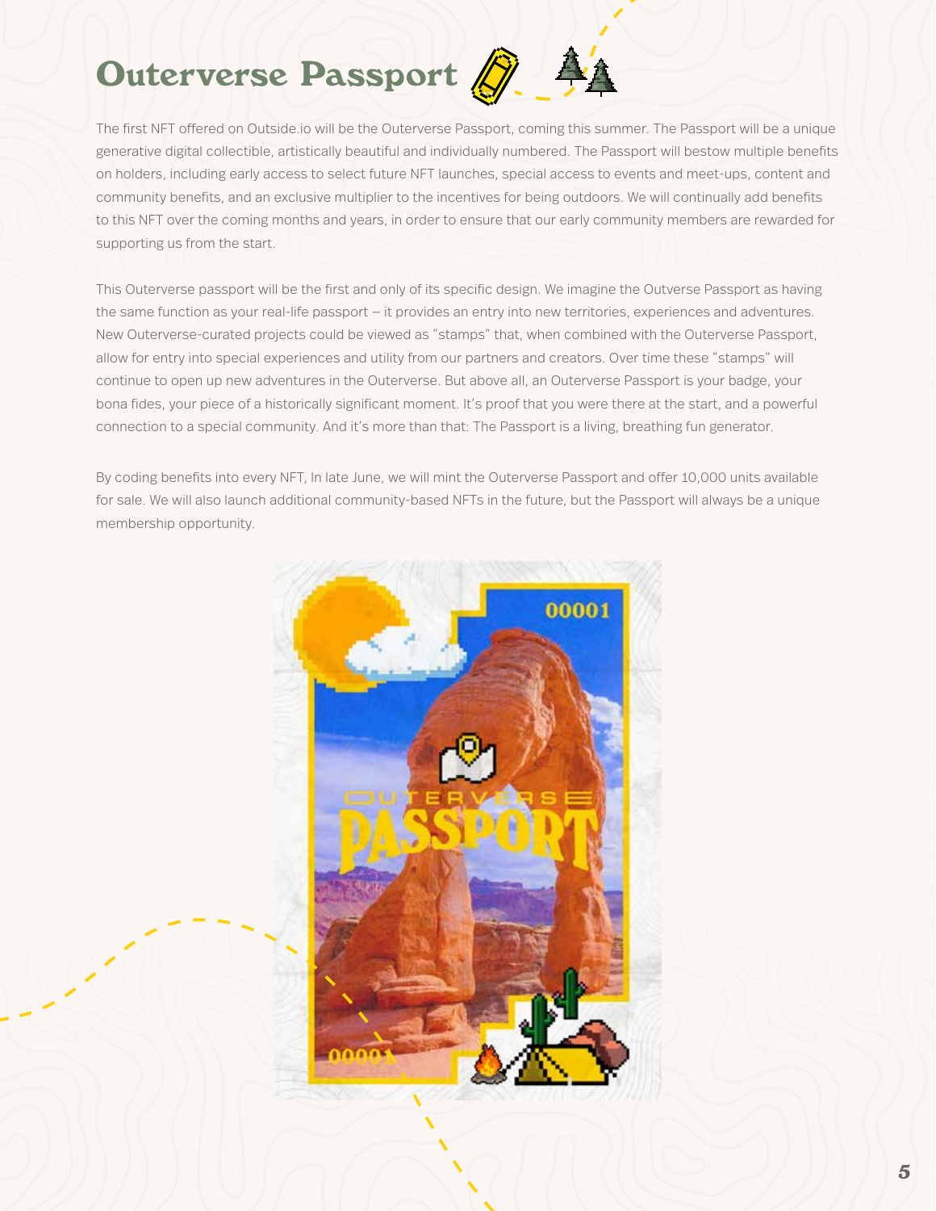# Outerverse Passport

The first NFT offered on Outside.io will be the Outerverse Passport, coming this summer. The Passport will be a unique generative digital collectible, artistically beautiful and individually numbered. The Passport will bestow multiple benefits on holders, including early access to select future NFT launches, special access to events and meet-ups, content and community benefits, and an exclusive multiplier to the incentives for being outdoors. We will continually add benefits to this NFT over the coming months and years, in order to ensure that our early community members are rewarded for supporting us from the start.

This Outerverse passport will be the first and only of its specific design. We imagine the Outverse Passport as having the same function as your real-life passport – it provides an entry into new territories, experiences and adventures. New Outerverse-curated projects could be viewed as "stamps" that, when combined with the Outerverse Passport, allow for entry into special experiences and utility from our partners and creators. Over time these "stamps" will continue to open up new adventures in the Outerverse. But above all, an Outerverse Passport is your badge, your bona fides, your piece of a historically significant moment. It's proof that you were there at the start, and a powerful connection to a special community. And it's more than that: The Passport is a living, breathing fun generator.

By coding benefits into every NFT, In late June, we will mint the Outerverse Passport and offer 10,000 units available for sale. We will also launch additional community-based NFTs in the future, but the Passport will always be a unique membership opportunity.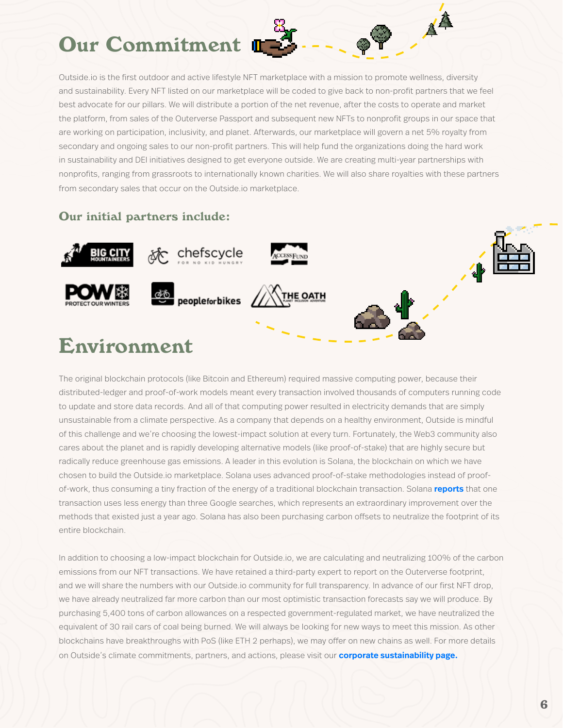# Our Commitment

Outside.io is the first outdoor and active lifestyle NFT marketplace with a mission to promote wellness, diversity and sustainability. Every NFT listed on our marketplace will be coded to give back to non-profit partners that we feel best advocate for our pillars. We will distribute a portion of the net revenue, after the costs to operate and market the platform, from sales of the Outerverse Passport and subsequent new NFTs to nonprofit groups in our space that are working on participation, inclusivity, and planet. Afterwards, our marketplace will govern a net 5% royalty from secondary and ongoing sales to our non-profit partners. This will help fund the organizations doing the hard work in sustainability and DEI initiatives designed to get everyone outside. We are creating multi-year partnerships with nonprofits, ranging from grassroots to internationally known charities. We will also share royalties with these partners from secondary sales that occur on the Outside.io marketplace.

### Our initial partners include:

- Big City Mountaineers
- chefscycle – For No Kid Hungry
- Access Fund
- POW – Protect Our Winters
- peopleforbikes
- The Oath

# Environment

The original blockchain protocols (like Bitcoin and Ethereum) required massive computing power, because their distributed-ledger and proof-of-work models meant every transaction involved thousands of computers running code to update and store data records. And all of that computing power resulted in electricity demands that are simply unsustainable from a climate perspective. As a company that depends on a healthy environment, Outside is mindful of this challenge and we're choosing the lowest-impact solution at every turn. Fortunately, the Web3 community also cares about the planet and is rapidly developing alternative models (like proof-of-stake) that are highly secure but radically reduce greenhouse gas emissions. A leader in this evolution is Solana, the blockchain on which we have chosen to build the Outside.io marketplace. Solana uses advanced proof-of-stake methodologies instead of proof-of-work, thus consuming a tiny fraction of the energy of a traditional blockchain transaction. Solana **reports** that one transaction uses less energy than three Google searches, which represents an extraordinary improvement over the methods that existed just a year ago. Solana has also been purchasing carbon offsets to neutralize the footprint of its entire blockchain.

In addition to choosing a low-impact blockchain for Outside.io, we are calculating and neutralizing 100% of the carbon emissions from our NFT transactions. We have retained a third-party expert to report on the Outerverse footprint, and we will share the numbers with our Outside.io community for full transparency. In advance of our first NFT drop, we have already neutralized far more carbon than our most optimistic transaction forecasts say we will produce. By purchasing 5,400 tons of carbon allowances on a respected government-regulated market, we have neutralized the equivalent of 30 rail cars of coal being burned. We will always be looking for new ways to meet this mission. As other blockchains have breakthroughs with PoS (like ETH 2 perhaps), we may offer on new chains as well. For more details on Outside's climate commitments, partners, and actions, please visit our **corporate sustainability page.**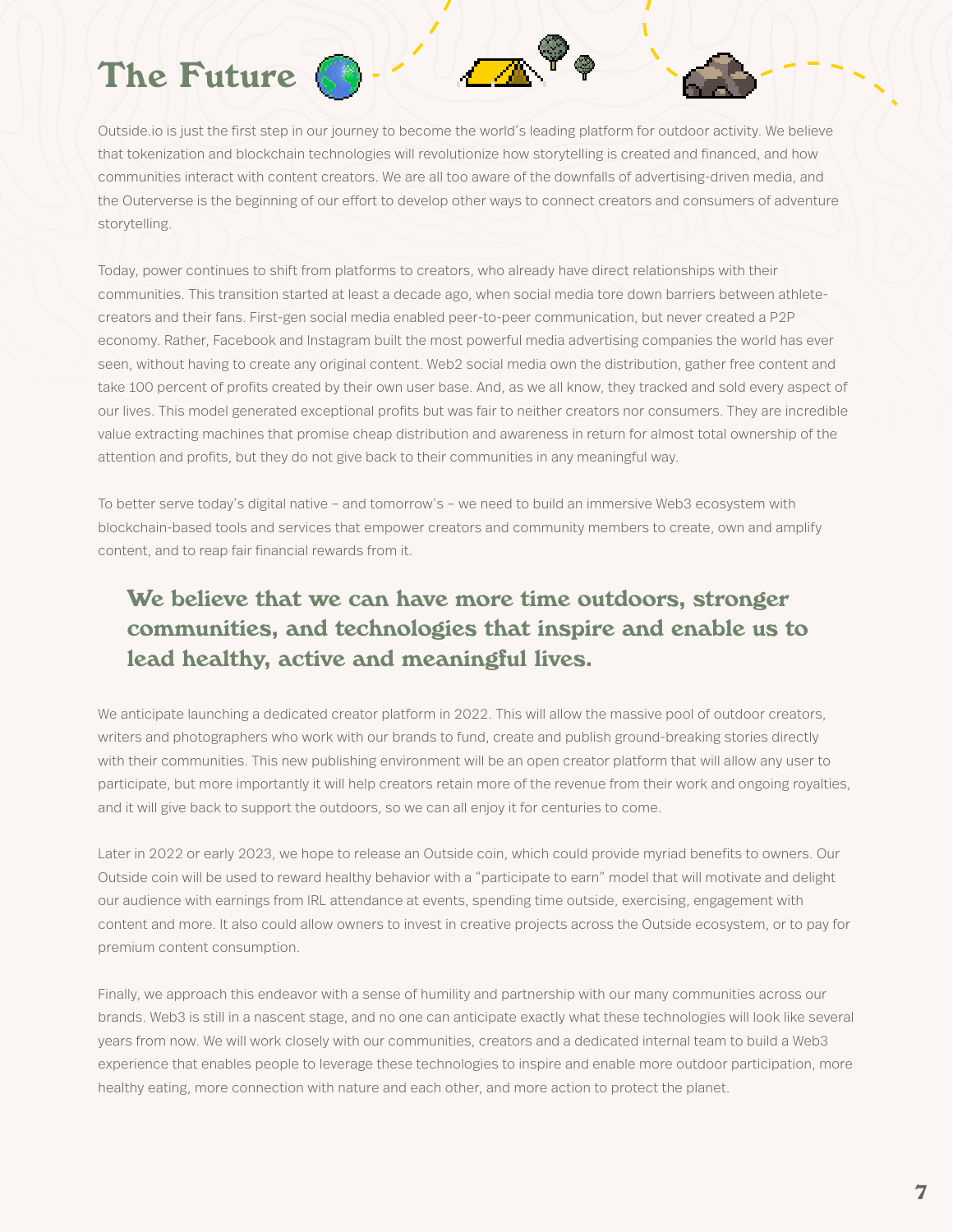# The Future

Outside.io is just the first step in our journey to become the world's leading platform for outdoor activity. We believe that tokenization and blockchain technologies will revolutionize how storytelling is created and financed, and how communities interact with content creators. We are all too aware of the downfalls of advertising-driven media, and the Outerverse is the beginning of our effort to develop other ways to connect creators and consumers of adventure storytelling.

Today, power continues to shift from platforms to creators, who already have direct relationships with their communities. This transition started at least a decade ago, when social media tore down barriers between athlete-creators and their fans. First-gen social media enabled peer-to-peer communication, but never created a P2P economy. Rather, Facebook and Instagram built the most powerful media advertising companies the world has ever seen, without having to create any original content. Web2 social media own the distribution, gather free content and take 100 percent of profits created by their own user base. And, as we all know, they tracked and sold every aspect of our lives. This model generated exceptional profits but was fair to neither creators nor consumers. They are incredible value extracting machines that promise cheap distribution and awareness in return for almost total ownership of the attention and profits, but they do not give back to their communities in any meaningful way.

To better serve today's digital native – and tomorrow's – we need to build an immersive Web3 ecosystem with blockchain-based tools and services that empower creators and community members to create, own and amplify content, and to reap fair financial rewards from it.

> **We believe that we can have more time outdoors, stronger communities, and technologies that inspire and enable us to lead healthy, active and meaningful lives.**

We anticipate launching a dedicated creator platform in 2022. This will allow the massive pool of outdoor creators, writers and photographers who work with our brands to fund, create and publish ground-breaking stories directly with their communities. This new publishing environment will be an open creator platform that will allow any user to participate, but more importantly it will help creators retain more of the revenue from their work and ongoing royalties, and it will give back to support the outdoors, so we can all enjoy it for centuries to come.

Later in 2022 or early 2023, we hope to release an Outside coin, which could provide myriad benefits to owners. Our Outside coin will be used to reward healthy behavior with a "participate to earn" model that will motivate and delight our audience with earnings from IRL attendance at events, spending time outside, exercising, engagement with content and more. It also could allow owners to invest in creative projects across the Outside ecosystem, or to pay for premium content consumption.

Finally, we approach this endeavor with a sense of humility and partnership with our many communities across our brands. Web3 is still in a nascent stage, and no one can anticipate exactly what these technologies will look like several years from now. We will work closely with our communities, creators and a dedicated internal team to build a Web3 experience that enables people to leverage these technologies to inspire and enable more outdoor participation, more healthy eating, more connection with nature and each other, and more action to protect the planet.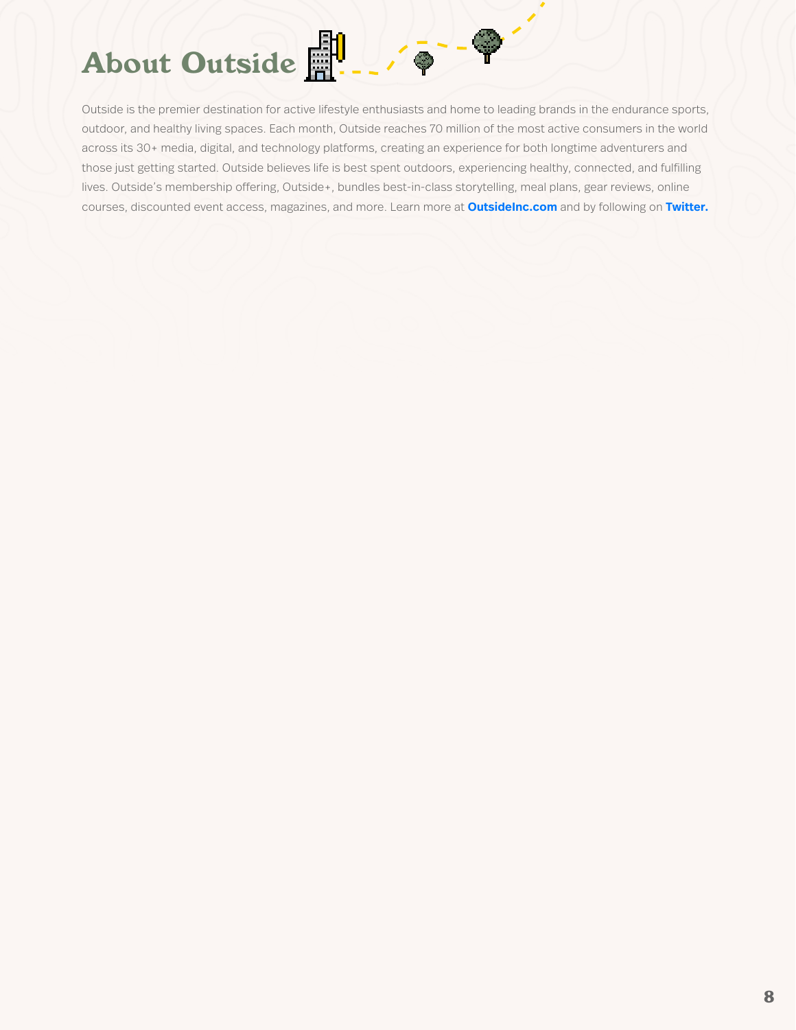# About Outside

Outside is the premier destination for active lifestyle enthusiasts and home to leading brands in the endurance sports, outdoor, and healthy living spaces. Each month, Outside reaches 70 million of the most active consumers in the world across its 30+ media, digital, and technology platforms, creating an experience for both longtime adventurers and those just getting started. Outside believes life is best spent outdoors, experiencing healthy, connected, and fulfilling lives. Outside's membership offering, Outside+, bundles best-in-class storytelling, meal plans, gear reviews, online courses, discounted event access, magazines, and more. Learn more at **OutsideInc.com** and by following on **Twitter.**